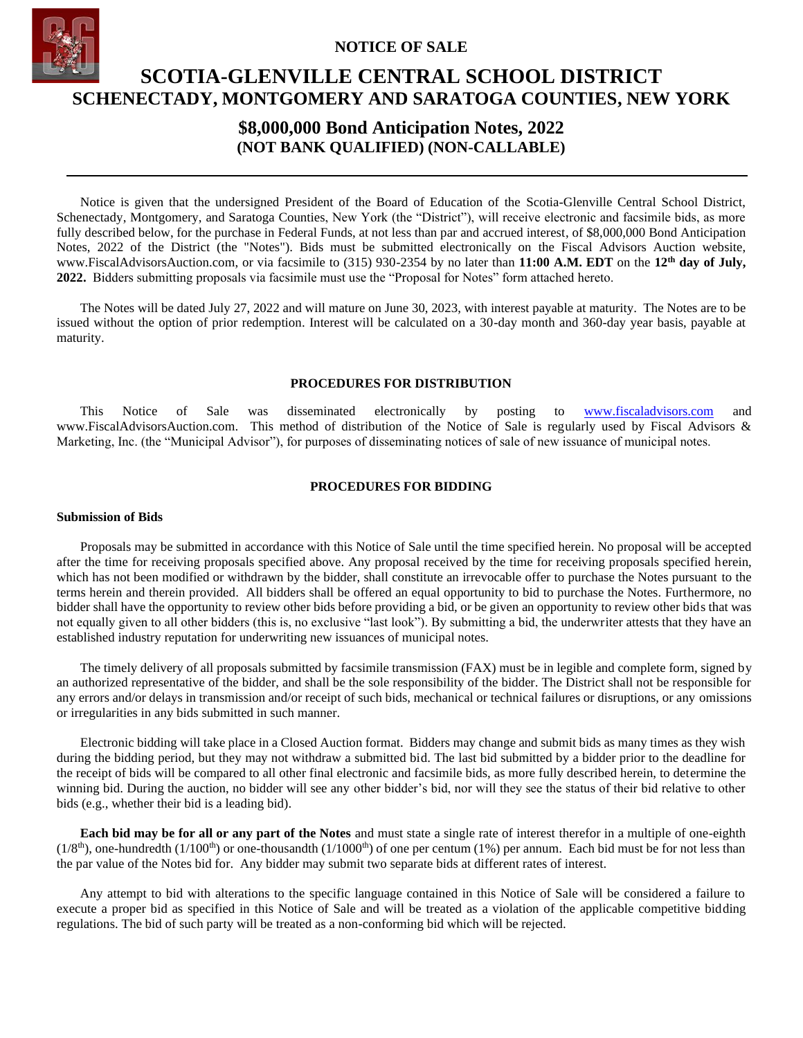# NOTICE OF SALE

# SCOTIA-GLENVILLE CENTRAL SCHOOL DISTRICT
## SCHENECTADY, MONTGOMERY AND SARATOGA COUNTIES, NEW YORK

## $8,000,000 Bond Anticipation Notes, 2022
### (NOT BANK QUALIFIED) (NON-CALLABLE)

---

Notice is given that the undersigned President of the Board of Education of the Scotia-Glenville Central School District, Schenectady, Montgomery, and Saratoga Counties, New York (the "District"), will receive electronic and facsimile bids, as more fully described below, for the purchase in Federal Funds, at not less than par and accrued interest, of $8,000,000 Bond Anticipation Notes, 2022 of the District (the "Notes"). Bids must be submitted electronically on the Fiscal Advisors Auction website, www.FiscalAdvisorsAuction.com, or via facsimile to (315) 930-2354 by no later than **11:00 A.M. EDT** on the **12th day of July, 2022.** Bidders submitting proposals via facsimile must use the "Proposal for Notes" form attached hereto.

The Notes will be dated July 27, 2022 and will mature on June 30, 2023, with interest payable at maturity. The Notes are to be issued without the option of prior redemption. Interest will be calculated on a 30-day month and 360-day year basis, payable at maturity.

### PROCEDURES FOR DISTRIBUTION

This Notice of Sale was disseminated electronically by posting to www.fiscaladvisors.com and www.FiscalAdvisorsAuction.com. This method of distribution of the Notice of Sale is regularly used by Fiscal Advisors & Marketing, Inc. (the "Municipal Advisor"), for purposes of disseminating notices of sale of new issuance of municipal notes.

### PROCEDURES FOR BIDDING

**Submission of Bids**

Proposals may be submitted in accordance with this Notice of Sale until the time specified herein. No proposal will be accepted after the time for receiving proposals specified above. Any proposal received by the time for receiving proposals specified herein, which has not been modified or withdrawn by the bidder, shall constitute an irrevocable offer to purchase the Notes pursuant to the terms herein and therein provided. All bidders shall be offered an equal opportunity to bid to purchase the Notes. Furthermore, no bidder shall have the opportunity to review other bids before providing a bid, or be given an opportunity to review other bids that was not equally given to all other bidders (this is, no exclusive "last look"). By submitting a bid, the underwriter attests that they have an established industry reputation for underwriting new issuances of municipal notes.

The timely delivery of all proposals submitted by facsimile transmission (FAX) must be in legible and complete form, signed by an authorized representative of the bidder, and shall be the sole responsibility of the bidder. The District shall not be responsible for any errors and/or delays in transmission and/or receipt of such bids, mechanical or technical failures or disruptions, or any omissions or irregularities in any bids submitted in such manner.

Electronic bidding will take place in a Closed Auction format. Bidders may change and submit bids as many times as they wish during the bidding period, but they may not withdraw a submitted bid. The last bid submitted by a bidder prior to the deadline for the receipt of bids will be compared to all other final electronic and facsimile bids, as more fully described herein, to determine the winning bid. During the auction, no bidder will see any other bidder's bid, nor will they see the status of their bid relative to other bids (e.g., whether their bid is a leading bid).

**Each bid may be for all or any part of the Notes** and must state a single rate of interest therefor in a multiple of one-eighth (1/8th), one-hundredth (1/100th) or one-thousandth (1/1000th) of one per centum (1%) per annum. Each bid must be for not less than the par value of the Notes bid for. Any bidder may submit two separate bids at different rates of interest.

Any attempt to bid with alterations to the specific language contained in this Notice of Sale will be considered a failure to execute a proper bid as specified in this Notice of Sale and will be treated as a violation of the applicable competitive bidding regulations. The bid of such party will be treated as a non-conforming bid which will be rejected.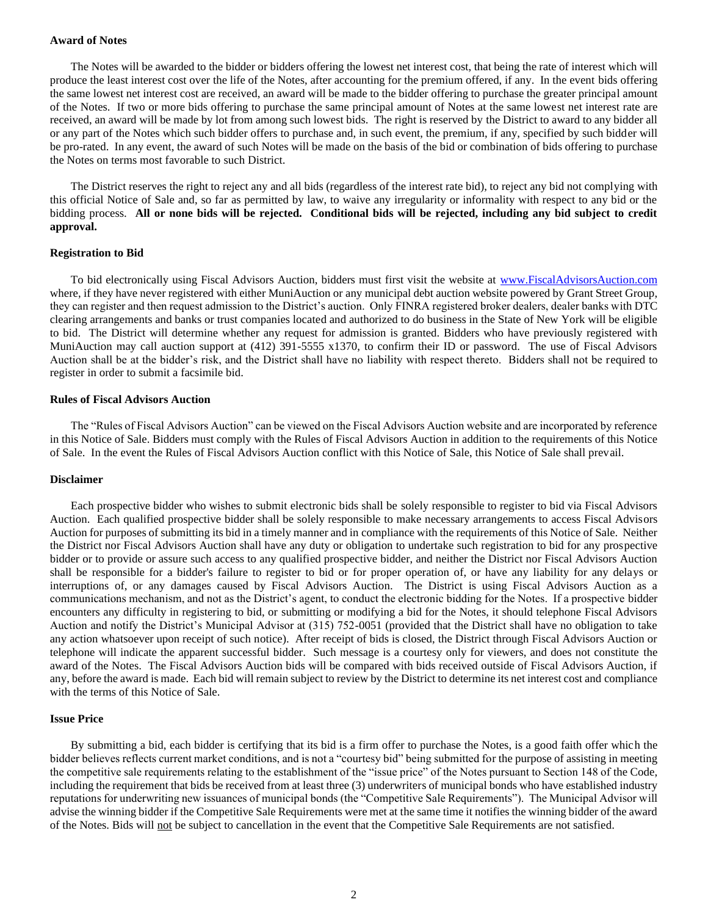**Award of Notes**

The Notes will be awarded to the bidder or bidders offering the lowest net interest cost, that being the rate of interest which will produce the least interest cost over the life of the Notes, after accounting for the premium offered, if any. In the event bids offering the same lowest net interest cost are received, an award will be made to the bidder offering to purchase the greater principal amount of the Notes. If two or more bids offering to purchase the same principal amount of Notes at the same lowest net interest rate are received, an award will be made by lot from among such lowest bids. The right is reserved by the District to award to any bidder all or any part of the Notes which such bidder offers to purchase and, in such event, the premium, if any, specified by such bidder will be pro-rated. In any event, the award of such Notes will be made on the basis of the bid or combination of bids offering to purchase the Notes on terms most favorable to such District.

The District reserves the right to reject any and all bids (regardless of the interest rate bid), to reject any bid not complying with this official Notice of Sale and, so far as permitted by law, to waive any irregularity or informality with respect to any bid or the bidding process. **All or none bids will be rejected. Conditional bids will be rejected, including any bid subject to credit approval.**

**Registration to Bid**

To bid electronically using Fiscal Advisors Auction, bidders must first visit the website at www.FiscalAdvisorsAuction.com where, if they have never registered with either MuniAuction or any municipal debt auction website powered by Grant Street Group, they can register and then request admission to the District's auction. Only FINRA registered broker dealers, dealer banks with DTC clearing arrangements and banks or trust companies located and authorized to do business in the State of New York will be eligible to bid. The District will determine whether any request for admission is granted. Bidders who have previously registered with MuniAuction may call auction support at (412) 391-5555 x1370, to confirm their ID or password. The use of Fiscal Advisors Auction shall be at the bidder's risk, and the District shall have no liability with respect thereto. Bidders shall not be required to register in order to submit a facsimile bid.

**Rules of Fiscal Advisors Auction**

The "Rules of Fiscal Advisors Auction" can be viewed on the Fiscal Advisors Auction website and are incorporated by reference in this Notice of Sale. Bidders must comply with the Rules of Fiscal Advisors Auction in addition to the requirements of this Notice of Sale. In the event the Rules of Fiscal Advisors Auction conflict with this Notice of Sale, this Notice of Sale shall prevail.

**Disclaimer**

Each prospective bidder who wishes to submit electronic bids shall be solely responsible to register to bid via Fiscal Advisors Auction. Each qualified prospective bidder shall be solely responsible to make necessary arrangements to access Fiscal Advisors Auction for purposes of submitting its bid in a timely manner and in compliance with the requirements of this Notice of Sale. Neither the District nor Fiscal Advisors Auction shall have any duty or obligation to undertake such registration to bid for any prospective bidder or to provide or assure such access to any qualified prospective bidder, and neither the District nor Fiscal Advisors Auction shall be responsible for a bidder's failure to register to bid or for proper operation of, or have any liability for any delays or interruptions of, or any damages caused by Fiscal Advisors Auction. The District is using Fiscal Advisors Auction as a communications mechanism, and not as the District's agent, to conduct the electronic bidding for the Notes. If a prospective bidder encounters any difficulty in registering to bid, or submitting or modifying a bid for the Notes, it should telephone Fiscal Advisors Auction and notify the District's Municipal Advisor at (315) 752-0051 (provided that the District shall have no obligation to take any action whatsoever upon receipt of such notice). After receipt of bids is closed, the District through Fiscal Advisors Auction or telephone will indicate the apparent successful bidder. Such message is a courtesy only for viewers, and does not constitute the award of the Notes. The Fiscal Advisors Auction bids will be compared with bids received outside of Fiscal Advisors Auction, if any, before the award is made. Each bid will remain subject to review by the District to determine its net interest cost and compliance with the terms of this Notice of Sale.

**Issue Price**

By submitting a bid, each bidder is certifying that its bid is a firm offer to purchase the Notes, is a good faith offer which the bidder believes reflects current market conditions, and is not a "courtesy bid" being submitted for the purpose of assisting in meeting the competitive sale requirements relating to the establishment of the "issue price" of the Notes pursuant to Section 148 of the Code, including the requirement that bids be received from at least three (3) underwriters of municipal bonds who have established industry reputations for underwriting new issuances of municipal bonds (the "Competitive Sale Requirements"). The Municipal Advisor will advise the winning bidder if the Competitive Sale Requirements were met at the same time it notifies the winning bidder of the award of the Notes. Bids will not be subject to cancellation in the event that the Competitive Sale Requirements are not satisfied.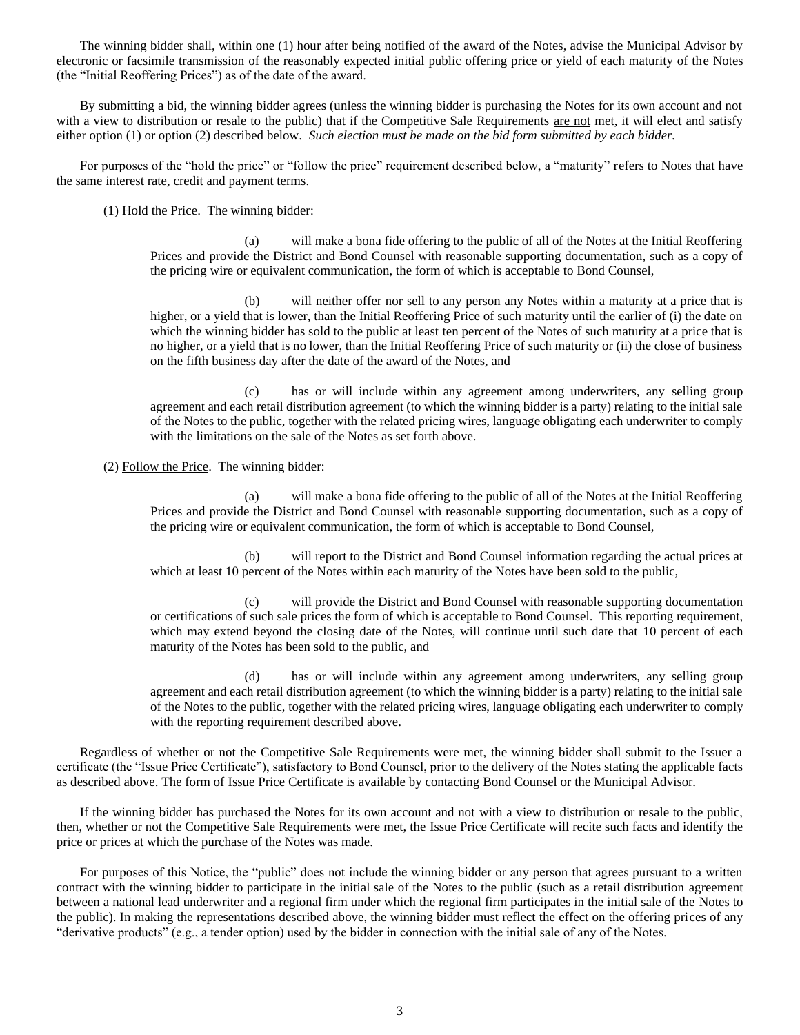The winning bidder shall, within one (1) hour after being notified of the award of the Notes, advise the Municipal Advisor by electronic or facsimile transmission of the reasonably expected initial public offering price or yield of each maturity of the Notes (the "Initial Reoffering Prices") as of the date of the award.

By submitting a bid, the winning bidder agrees (unless the winning bidder is purchasing the Notes for its own account and not with a view to distribution or resale to the public) that if the Competitive Sale Requirements are not met, it will elect and satisfy either option (1) or option (2) described below. *Such election must be made on the bid form submitted by each bidder.*

For purposes of the "hold the price" or "follow the price" requirement described below, a "maturity" refers to Notes that have the same interest rate, credit and payment terms.

(1) Hold the Price. The winning bidder:

(a) will make a bona fide offering to the public of all of the Notes at the Initial Reoffering Prices and provide the District and Bond Counsel with reasonable supporting documentation, such as a copy of the pricing wire or equivalent communication, the form of which is acceptable to Bond Counsel,

(b) will neither offer nor sell to any person any Notes within a maturity at a price that is higher, or a yield that is lower, than the Initial Reoffering Price of such maturity until the earlier of (i) the date on which the winning bidder has sold to the public at least ten percent of the Notes of such maturity at a price that is no higher, or a yield that is no lower, than the Initial Reoffering Price of such maturity or (ii) the close of business on the fifth business day after the date of the award of the Notes, and

(c) has or will include within any agreement among underwriters, any selling group agreement and each retail distribution agreement (to which the winning bidder is a party) relating to the initial sale of the Notes to the public, together with the related pricing wires, language obligating each underwriter to comply with the limitations on the sale of the Notes as set forth above.

(2) Follow the Price. The winning bidder:

(a) will make a bona fide offering to the public of all of the Notes at the Initial Reoffering Prices and provide the District and Bond Counsel with reasonable supporting documentation, such as a copy of the pricing wire or equivalent communication, the form of which is acceptable to Bond Counsel,

(b) will report to the District and Bond Counsel information regarding the actual prices at which at least 10 percent of the Notes within each maturity of the Notes have been sold to the public,

(c) will provide the District and Bond Counsel with reasonable supporting documentation or certifications of such sale prices the form of which is acceptable to Bond Counsel. This reporting requirement, which may extend beyond the closing date of the Notes, will continue until such date that 10 percent of each maturity of the Notes has been sold to the public, and

(d) has or will include within any agreement among underwriters, any selling group agreement and each retail distribution agreement (to which the winning bidder is a party) relating to the initial sale of the Notes to the public, together with the related pricing wires, language obligating each underwriter to comply with the reporting requirement described above.

Regardless of whether or not the Competitive Sale Requirements were met, the winning bidder shall submit to the Issuer a certificate (the "Issue Price Certificate"), satisfactory to Bond Counsel, prior to the delivery of the Notes stating the applicable facts as described above. The form of Issue Price Certificate is available by contacting Bond Counsel or the Municipal Advisor.

If the winning bidder has purchased the Notes for its own account and not with a view to distribution or resale to the public, then, whether or not the Competitive Sale Requirements were met, the Issue Price Certificate will recite such facts and identify the price or prices at which the purchase of the Notes was made.

For purposes of this Notice, the "public" does not include the winning bidder or any person that agrees pursuant to a written contract with the winning bidder to participate in the initial sale of the Notes to the public (such as a retail distribution agreement between a national lead underwriter and a regional firm under which the regional firm participates in the initial sale of the Notes to the public). In making the representations described above, the winning bidder must reflect the effect on the offering prices of any "derivative products" (e.g., a tender option) used by the bidder in connection with the initial sale of any of the Notes.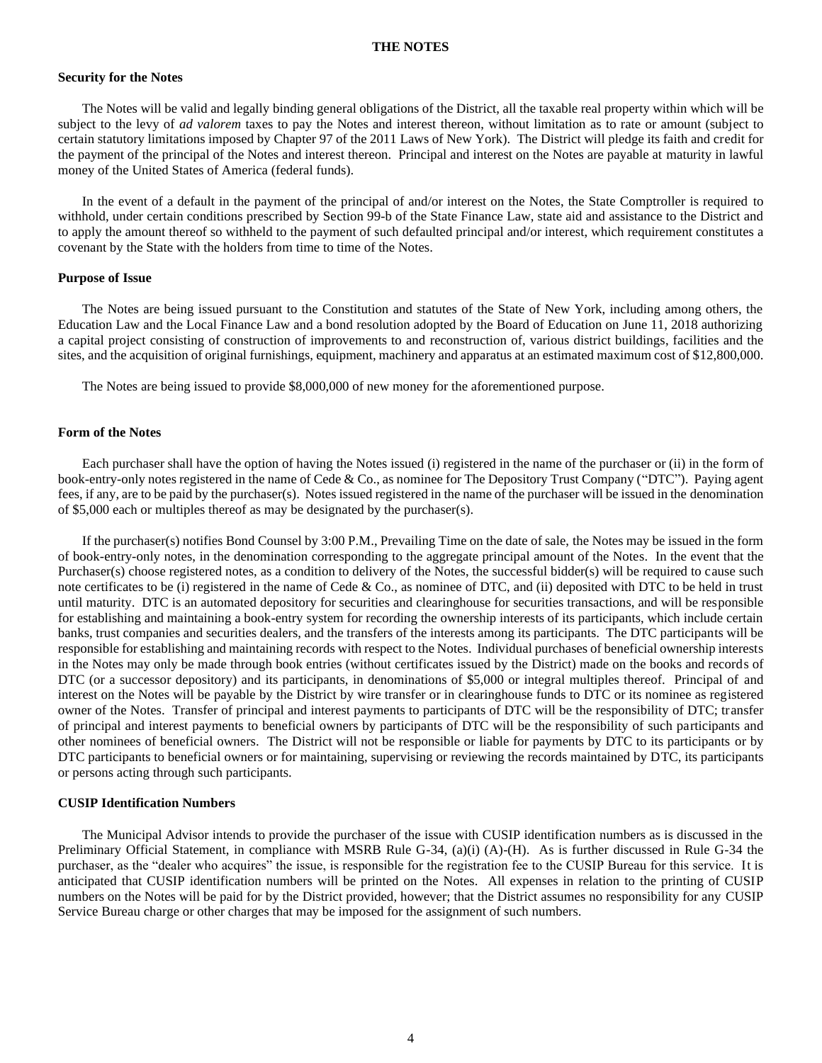## THE NOTES

### Security for the Notes

The Notes will be valid and legally binding general obligations of the District, all the taxable real property within which will be subject to the levy of *ad valorem* taxes to pay the Notes and interest thereon, without limitation as to rate or amount (subject to certain statutory limitations imposed by Chapter 97 of the 2011 Laws of New York). The District will pledge its faith and credit for the payment of the principal of the Notes and interest thereon. Principal and interest on the Notes are payable at maturity in lawful money of the United States of America (federal funds).

In the event of a default in the payment of the principal of and/or interest on the Notes, the State Comptroller is required to withhold, under certain conditions prescribed by Section 99-b of the State Finance Law, state aid and assistance to the District and to apply the amount thereof so withheld to the payment of such defaulted principal and/or interest, which requirement constitutes a covenant by the State with the holders from time to time of the Notes.

### Purpose of Issue

The Notes are being issued pursuant to the Constitution and statutes of the State of New York, including among others, the Education Law and the Local Finance Law and a bond resolution adopted by the Board of Education on June 11, 2018 authorizing a capital project consisting of construction of improvements to and reconstruction of, various district buildings, facilities and the sites, and the acquisition of original furnishings, equipment, machinery and apparatus at an estimated maximum cost of $12,800,000.

The Notes are being issued to provide $8,000,000 of new money for the aforementioned purpose.

### Form of the Notes

Each purchaser shall have the option of having the Notes issued (i) registered in the name of the purchaser or (ii) in the form of book-entry-only notes registered in the name of Cede & Co., as nominee for The Depository Trust Company ("DTC"). Paying agent fees, if any, are to be paid by the purchaser(s). Notes issued registered in the name of the purchaser will be issued in the denomination of $5,000 each or multiples thereof as may be designated by the purchaser(s).

If the purchaser(s) notifies Bond Counsel by 3:00 P.M., Prevailing Time on the date of sale, the Notes may be issued in the form of book-entry-only notes, in the denomination corresponding to the aggregate principal amount of the Notes. In the event that the Purchaser(s) choose registered notes, as a condition to delivery of the Notes, the successful bidder(s) will be required to cause such note certificates to be (i) registered in the name of Cede & Co., as nominee of DTC, and (ii) deposited with DTC to be held in trust until maturity. DTC is an automated depository for securities and clearinghouse for securities transactions, and will be responsible for establishing and maintaining a book-entry system for recording the ownership interests of its participants, which include certain banks, trust companies and securities dealers, and the transfers of the interests among its participants. The DTC participants will be responsible for establishing and maintaining records with respect to the Notes. Individual purchases of beneficial ownership interests in the Notes may only be made through book entries (without certificates issued by the District) made on the books and records of DTC (or a successor depository) and its participants, in denominations of $5,000 or integral multiples thereof. Principal of and interest on the Notes will be payable by the District by wire transfer or in clearinghouse funds to DTC or its nominee as registered owner of the Notes. Transfer of principal and interest payments to participants of DTC will be the responsibility of DTC; transfer of principal and interest payments to beneficial owners by participants of DTC will be the responsibility of such participants and other nominees of beneficial owners. The District will not be responsible or liable for payments by DTC to its participants or by DTC participants to beneficial owners or for maintaining, supervising or reviewing the records maintained by DTC, its participants or persons acting through such participants.

### CUSIP Identification Numbers

The Municipal Advisor intends to provide the purchaser of the issue with CUSIP identification numbers as is discussed in the Preliminary Official Statement, in compliance with MSRB Rule G-34, (a)(i) (A)-(H). As is further discussed in Rule G-34 the purchaser, as the "dealer who acquires" the issue, is responsible for the registration fee to the CUSIP Bureau for this service. It is anticipated that CUSIP identification numbers will be printed on the Notes. All expenses in relation to the printing of CUSIP numbers on the Notes will be paid for by the District provided, however; that the District assumes no responsibility for any CUSIP Service Bureau charge or other charges that may be imposed for the assignment of such numbers.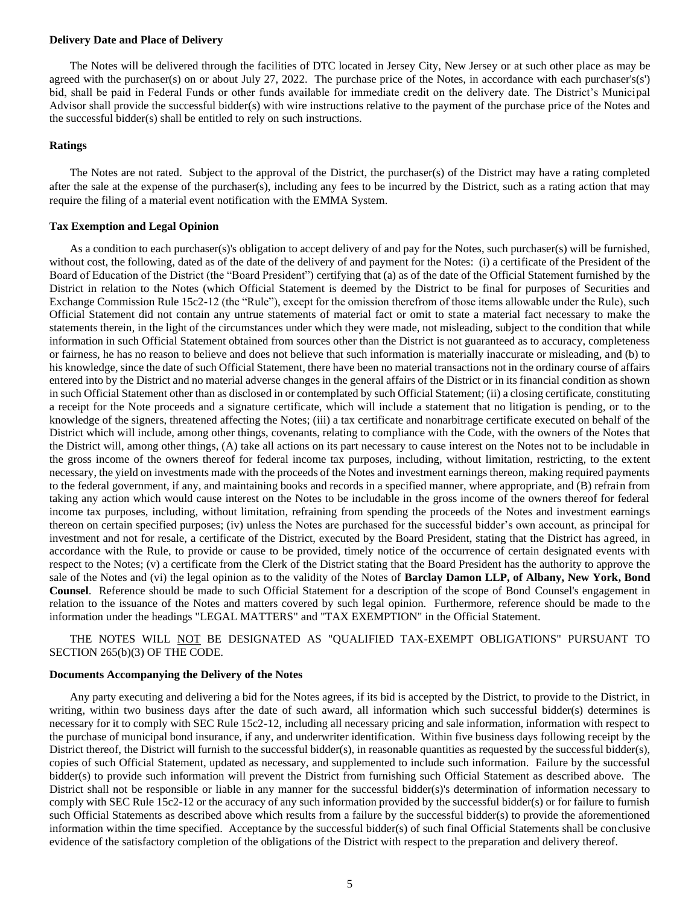**Delivery Date and Place of Delivery**

The Notes will be delivered through the facilities of DTC located in Jersey City, New Jersey or at such other place as may be agreed with the purchaser(s) on or about July 27, 2022. The purchase price of the Notes, in accordance with each purchaser's(s') bid, shall be paid in Federal Funds or other funds available for immediate credit on the delivery date. The District's Municipal Advisor shall provide the successful bidder(s) with wire instructions relative to the payment of the purchase price of the Notes and the successful bidder(s) shall be entitled to rely on such instructions.

**Ratings**

The Notes are not rated. Subject to the approval of the District, the purchaser(s) of the District may have a rating completed after the sale at the expense of the purchaser(s), including any fees to be incurred by the District, such as a rating action that may require the filing of a material event notification with the EMMA System.

**Tax Exemption and Legal Opinion**

As a condition to each purchaser(s)'s obligation to accept delivery of and pay for the Notes, such purchaser(s) will be furnished, without cost, the following, dated as of the date of the delivery of and payment for the Notes: (i) a certificate of the President of the Board of Education of the District (the "Board President") certifying that (a) as of the date of the Official Statement furnished by the District in relation to the Notes (which Official Statement is deemed by the District to be final for purposes of Securities and Exchange Commission Rule 15c2-12 (the "Rule"), except for the omission therefrom of those items allowable under the Rule), such Official Statement did not contain any untrue statements of material fact or omit to state a material fact necessary to make the statements therein, in the light of the circumstances under which they were made, not misleading, subject to the condition that while information in such Official Statement obtained from sources other than the District is not guaranteed as to accuracy, completeness or fairness, he has no reason to believe and does not believe that such information is materially inaccurate or misleading, and (b) to his knowledge, since the date of such Official Statement, there have been no material transactions not in the ordinary course of affairs entered into by the District and no material adverse changes in the general affairs of the District or in its financial condition as shown in such Official Statement other than as disclosed in or contemplated by such Official Statement; (ii) a closing certificate, constituting a receipt for the Note proceeds and a signature certificate, which will include a statement that no litigation is pending, or to the knowledge of the signers, threatened affecting the Notes; (iii) a tax certificate and nonarbitrage certificate executed on behalf of the District which will include, among other things, covenants, relating to compliance with the Code, with the owners of the Notes that the District will, among other things, (A) take all actions on its part necessary to cause interest on the Notes not to be includable in the gross income of the owners thereof for federal income tax purposes, including, without limitation, restricting, to the extent necessary, the yield on investments made with the proceeds of the Notes and investment earnings thereon, making required payments to the federal government, if any, and maintaining books and records in a specified manner, where appropriate, and (B) refrain from taking any action which would cause interest on the Notes to be includable in the gross income of the owners thereof for federal income tax purposes, including, without limitation, refraining from spending the proceeds of the Notes and investment earnings thereon on certain specified purposes; (iv) unless the Notes are purchased for the successful bidder's own account, as principal for investment and not for resale, a certificate of the District, executed by the Board President, stating that the District has agreed, in accordance with the Rule, to provide or cause to be provided, timely notice of the occurrence of certain designated events with respect to the Notes; (v) a certificate from the Clerk of the District stating that the Board President has the authority to approve the sale of the Notes and (vi) the legal opinion as to the validity of the Notes of **Barclay Damon LLP, of Albany, New York, Bond Counsel**. Reference should be made to such Official Statement for a description of the scope of Bond Counsel's engagement in relation to the issuance of the Notes and matters covered by such legal opinion. Furthermore, reference should be made to the information under the headings "LEGAL MATTERS" and "TAX EXEMPTION" in the Official Statement.

THE NOTES WILL NOT BE DESIGNATED AS "QUALIFIED TAX-EXEMPT OBLIGATIONS" PURSUANT TO SECTION 265(b)(3) OF THE CODE.

**Documents Accompanying the Delivery of the Notes**

Any party executing and delivering a bid for the Notes agrees, if its bid is accepted by the District, to provide to the District, in writing, within two business days after the date of such award, all information which such successful bidder(s) determines is necessary for it to comply with SEC Rule 15c2-12, including all necessary pricing and sale information, information with respect to the purchase of municipal bond insurance, if any, and underwriter identification. Within five business days following receipt by the District thereof, the District will furnish to the successful bidder(s), in reasonable quantities as requested by the successful bidder(s), copies of such Official Statement, updated as necessary, and supplemented to include such information. Failure by the successful bidder(s) to provide such information will prevent the District from furnishing such Official Statement as described above. The District shall not be responsible or liable in any manner for the successful bidder(s)'s determination of information necessary to comply with SEC Rule 15c2-12 or the accuracy of any such information provided by the successful bidder(s) or for failure to furnish such Official Statements as described above which results from a failure by the successful bidder(s) to provide the aforementioned information within the time specified. Acceptance by the successful bidder(s) of such final Official Statements shall be conclusive evidence of the satisfactory completion of the obligations of the District with respect to the preparation and delivery thereof.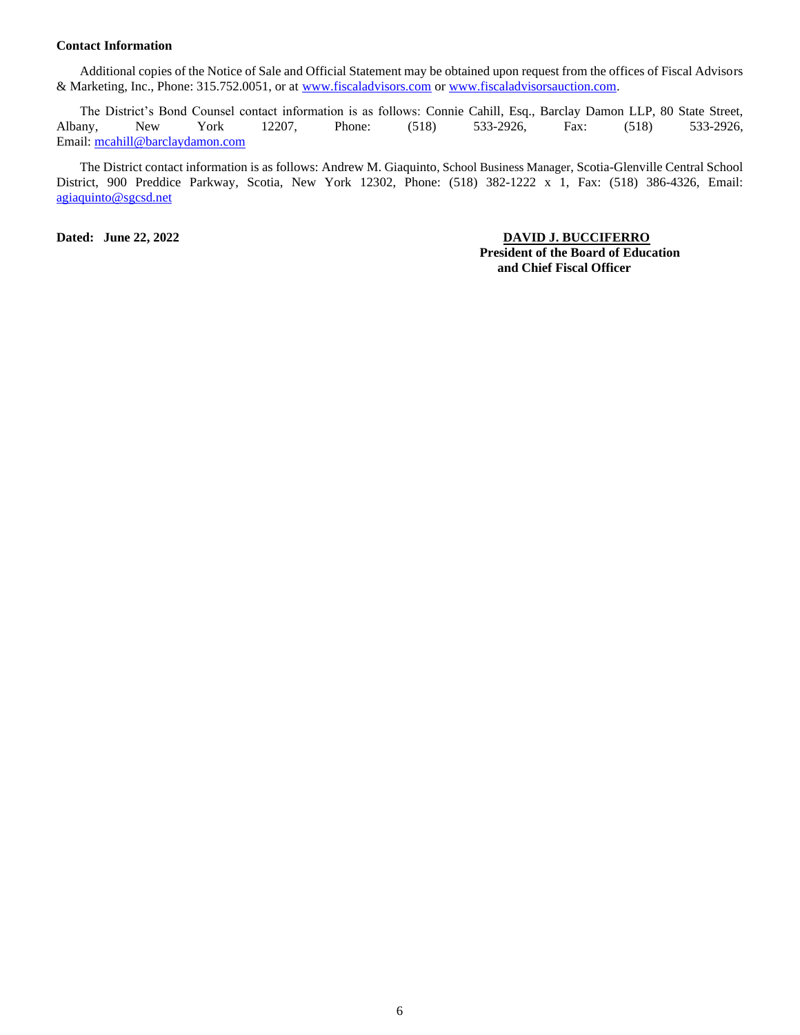**Contact Information**

Additional copies of the Notice of Sale and Official Statement may be obtained upon request from the offices of Fiscal Advisors & Marketing, Inc., Phone: 315.752.0051, or at www.fiscaladvisors.com or www.fiscaladvisorsauction.com.

The District's Bond Counsel contact information is as follows: Connie Cahill, Esq., Barclay Damon LLP, 80 State Street, Albany, New York 12207, Phone: (518) 533-2926, Fax: (518) 533-2926, Email: mcahill@barclaydamon.com

The District contact information is as follows: Andrew M. Giaquinto, School Business Manager, Scotia-Glenville Central School District, 900 Preddice Parkway, Scotia, New York 12302, Phone: (518) 382-1222 x 1, Fax: (518) 386-4326, Email: agiaquinto@sgcsd.net

**Dated: June 22, 2022**

**DAVID J. BUCCIFERRO**
**President of the Board of Education**
**and Chief Fiscal Officer**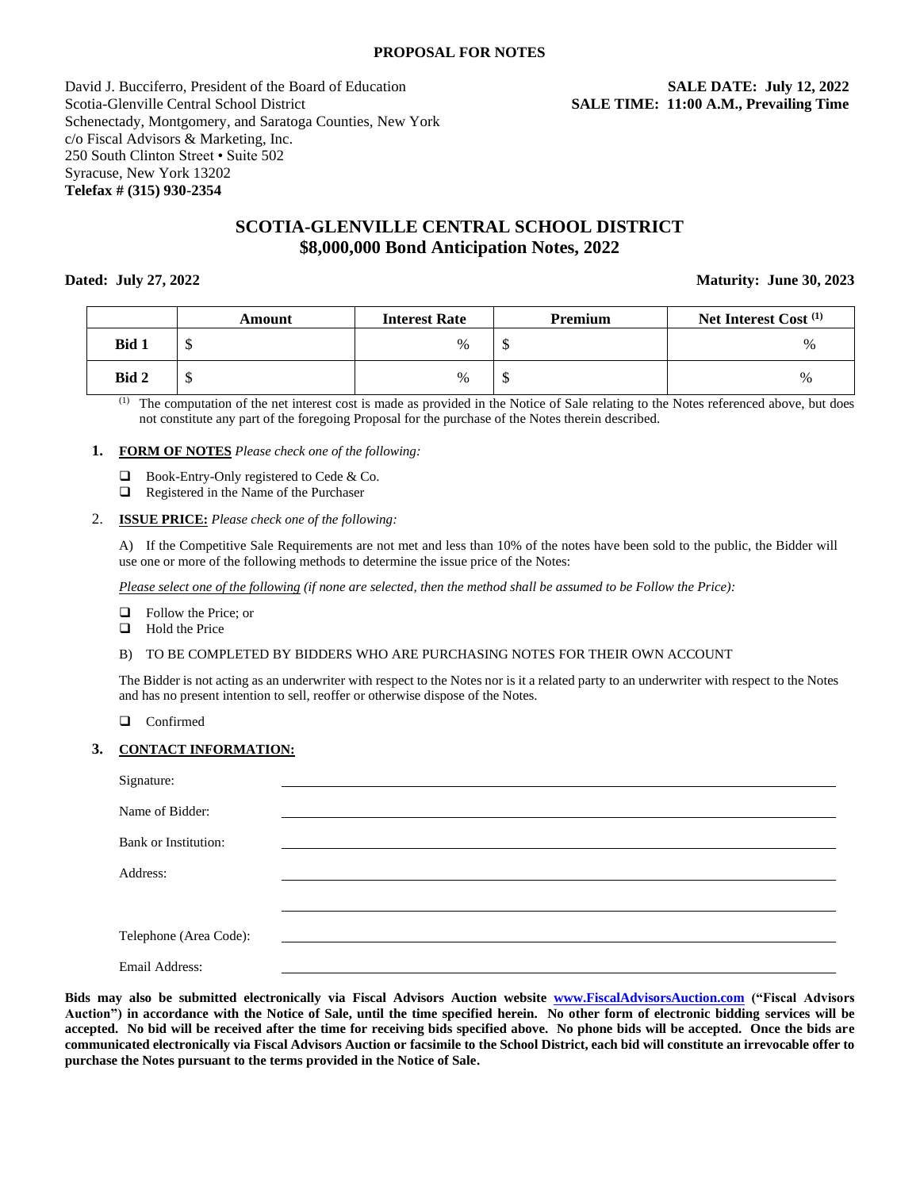**PROPOSAL FOR NOTES**

David J. Bucciferro, President of the Board of Education
Scotia-Glenville Central School District
Schenectady, Montgomery, and Saratoga Counties, New York
c/o Fiscal Advisors & Marketing, Inc.
250 South Clinton Street • Suite 502
Syracuse, New York 13202
**Telefax # (315) 930-2354**

**SALE DATE: July 12, 2022**
**SALE TIME: 11:00 A.M., Prevailing Time**

## SCOTIA-GLENVILLE CENTRAL SCHOOL DISTRICT
## $8,000,000 Bond Anticipation Notes, 2022

**Dated: July 27, 2022** **Maturity: June 30, 2023**

| | Amount | Interest Rate | Premium | Net Interest Cost [1] |
|---|---|---|---|---|
| **Bid 1** | $ | % | $ | % |
| **Bid 2** | $ | % | $ | % |

[1] The computation of the net interest cost is made as provided in the Notice of Sale relating to the Notes referenced above, but does not constitute any part of the foregoing Proposal for the purchase of the Notes therein described.

**1. FORM OF NOTES** *Please check one of the following:*

- ❑ Book-Entry-Only registered to Cede & Co.
- ❑ Registered in the Name of the Purchaser

**2. ISSUE PRICE:** *Please check one of the following:*

A) If the Competitive Sale Requirements are not met and less than 10% of the notes have been sold to the public, the Bidder will use one or more of the following methods to determine the issue price of the Notes:

*Please select one of the following (if none are selected, then the method shall be assumed to be Follow the Price):*

- ❑ Follow the Price; or
- ❑ Hold the Price

B) TO BE COMPLETED BY BIDDERS WHO ARE PURCHASING NOTES FOR THEIR OWN ACCOUNT

The Bidder is not acting as an underwriter with respect to the Notes nor is it a related party to an underwriter with respect to the Notes and has no present intention to sell, reoffer or otherwise dispose of the Notes.

- ❑ Confirmed

**3. CONTACT INFORMATION:**

Signature: ____________________

Name of Bidder: ____________________

Bank or Institution: ____________________

Address: ____________________

____________________

Telephone (Area Code): ____________________

Email Address: ____________________

**Bids may also be submitted electronically via Fiscal Advisors Auction website www.FiscalAdvisorsAuction.com ("Fiscal Advisors Auction") in accordance with the Notice of Sale, until the time specified herein. No other form of electronic bidding services will be accepted. No bid will be received after the time for receiving bids specified above. No phone bids will be accepted. Once the bids are communicated electronically via Fiscal Advisors Auction or facsimile to the School District, each bid will constitute an irrevocable offer to purchase the Notes pursuant to the terms provided in the Notice of Sale.**